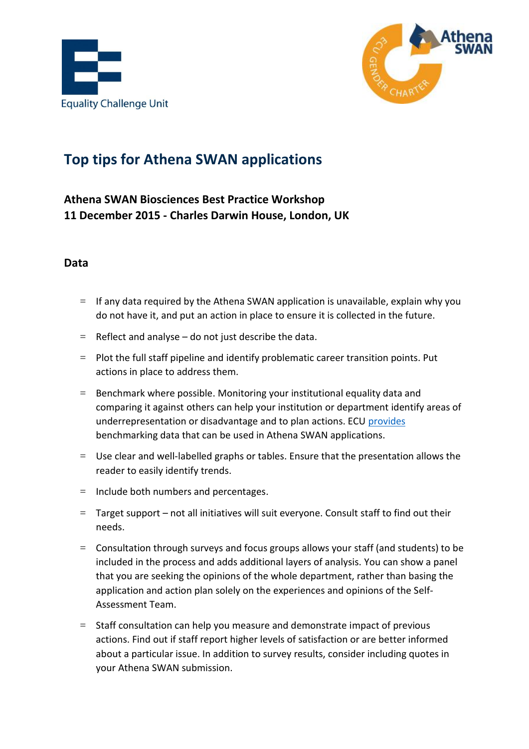Equality Challenge Unit

# Top tips for Athena SWAN applications

**Athena SWAN Biosciences Best Practice Workshop**
**11 December 2015 - Charles Darwin House, London, UK**

## Data

- If any data required by the Athena SWAN application is unavailable, explain why you do not have it, and put an action in place to ensure it is collected in the future.
- Reflect and analyse – do not just describe the data.
- Plot the full staff pipeline and identify problematic career transition points. Put actions in place to address them.
- Benchmark where possible. Monitoring your institutional equality data and comparing it against others can help your institution or department identify areas of underrepresentation or disadvantage and to plan actions. ECU provides benchmarking data that can be used in Athena SWAN applications.
- Use clear and well-labelled graphs or tables. Ensure that the presentation allows the reader to easily identify trends.
- Include both numbers and percentages.
- Target support – not all initiatives will suit everyone. Consult staff to find out their needs.
- Consultation through surveys and focus groups allows your staff (and students) to be included in the process and adds additional layers of analysis. You can show a panel that you are seeking the opinions of the whole department, rather than basing the application and action plan solely on the experiences and opinions of the Self-Assessment Team.
- Staff consultation can help you measure and demonstrate impact of previous actions. Find out if staff report higher levels of satisfaction or are better informed about a particular issue. In addition to survey results, consider including quotes in your Athena SWAN submission.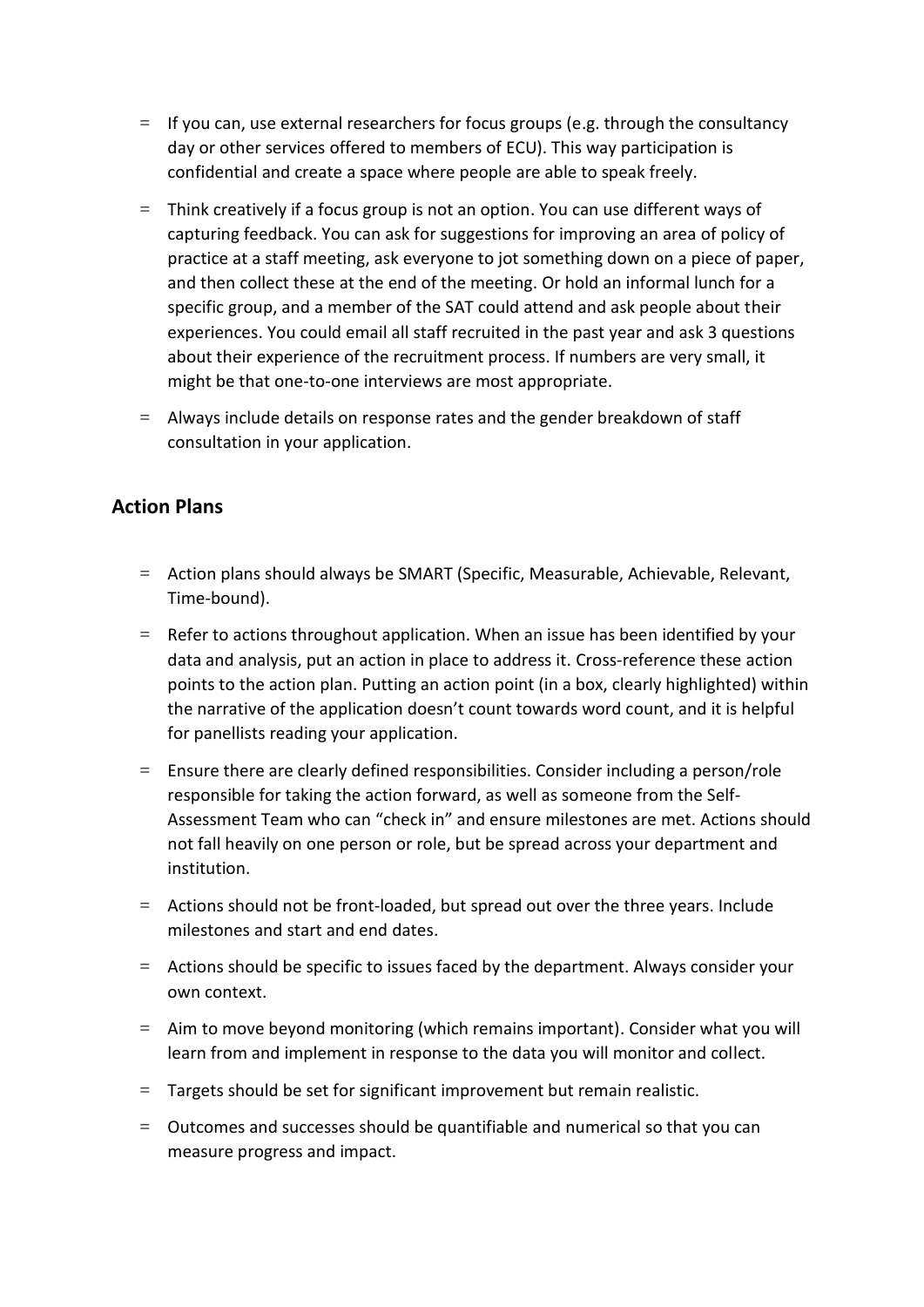- If you can, use external researchers for focus groups (e.g. through the consultancy day or other services offered to members of ECU). This way participation is confidential and create a space where people are able to speak freely.
- Think creatively if a focus group is not an option. You can use different ways of capturing feedback. You can ask for suggestions for improving an area of policy of practice at a staff meeting, ask everyone to jot something down on a piece of paper, and then collect these at the end of the meeting. Or hold an informal lunch for a specific group, and a member of the SAT could attend and ask people about their experiences. You could email all staff recruited in the past year and ask 3 questions about their experience of the recruitment process. If numbers are very small, it might be that one-to-one interviews are most appropriate.
- Always include details on response rates and the gender breakdown of staff consultation in your application.

## Action Plans

- Action plans should always be SMART (Specific, Measurable, Achievable, Relevant, Time-bound).
- Refer to actions throughout application. When an issue has been identified by your data and analysis, put an action in place to address it. Cross-reference these action points to the action plan. Putting an action point (in a box, clearly highlighted) within the narrative of the application doesn't count towards word count, and it is helpful for panellists reading your application.
- Ensure there are clearly defined responsibilities. Consider including a person/role responsible for taking the action forward, as well as someone from the Self-Assessment Team who can "check in" and ensure milestones are met. Actions should not fall heavily on one person or role, but be spread across your department and institution.
- Actions should not be front-loaded, but spread out over the three years. Include milestones and start and end dates.
- Actions should be specific to issues faced by the department. Always consider your own context.
- Aim to move beyond monitoring (which remains important). Consider what you will learn from and implement in response to the data you will monitor and collect.
- Targets should be set for significant improvement but remain realistic.
- Outcomes and successes should be quantifiable and numerical so that you can measure progress and impact.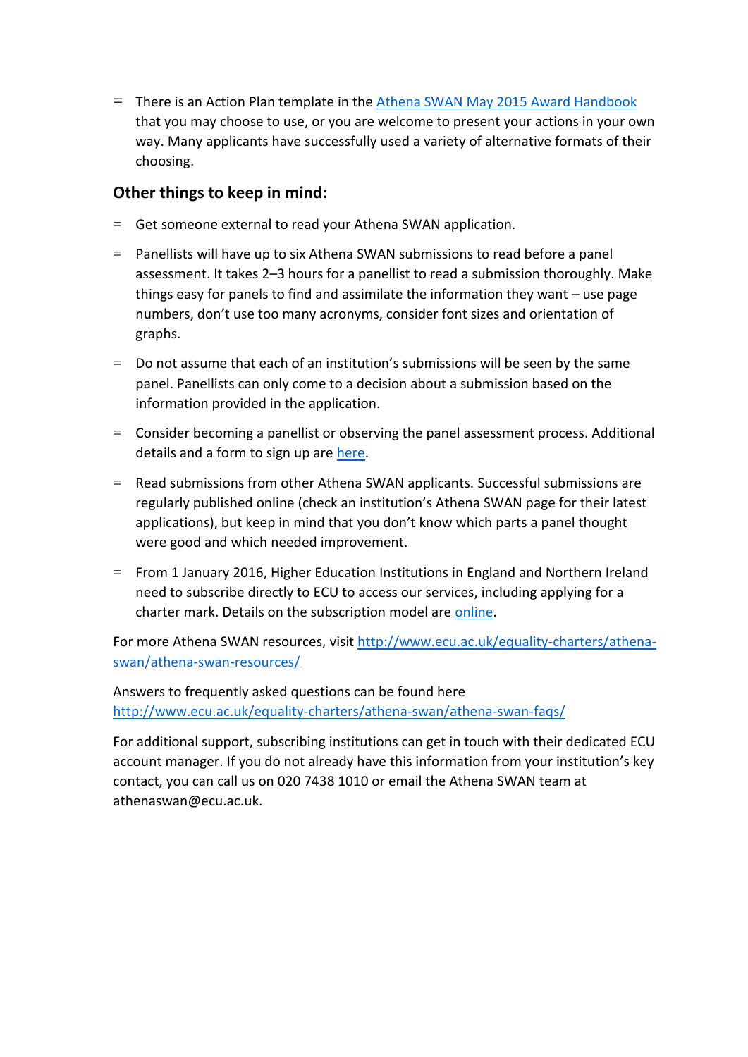- There is an Action Plan template in the [Athena SWAN May 2015 Award Handbook] that you may choose to use, or you are welcome to present your actions in your own way. Many applicants have successfully used a variety of alternative formats of their choosing.

### Other things to keep in mind:

- Get someone external to read your Athena SWAN application.
- Panellists will have up to six Athena SWAN submissions to read before a panel assessment. It takes 2–3 hours for a panellist to read a submission thoroughly. Make things easy for panels to find and assimilate the information they want – use page numbers, don't use too many acronyms, consider font sizes and orientation of graphs.
- Do not assume that each of an institution's submissions will be seen by the same panel. Panellists can only come to a decision about a submission based on the information provided in the application.
- Consider becoming a panellist or observing the panel assessment process. Additional details and a form to sign up are here.
- Read submissions from other Athena SWAN applicants. Successful submissions are regularly published online (check an institution's Athena SWAN page for their latest applications), but keep in mind that you don't know which parts a panel thought were good and which needed improvement.
- From 1 January 2016, Higher Education Institutions in England and Northern Ireland need to subscribe directly to ECU to access our services, including applying for a charter mark. Details on the subscription model are online.

For more Athena SWAN resources, visit http://www.ecu.ac.uk/equality-charters/athena-swan/athena-swan-resources/

Answers to frequently asked questions can be found here http://www.ecu.ac.uk/equality-charters/athena-swan/athena-swan-faqs/

For additional support, subscribing institutions can get in touch with their dedicated ECU account manager. If you do not already have this information from your institution's key contact, you can call us on 020 7438 1010 or email the Athena SWAN team at athenaswan@ecu.ac.uk.